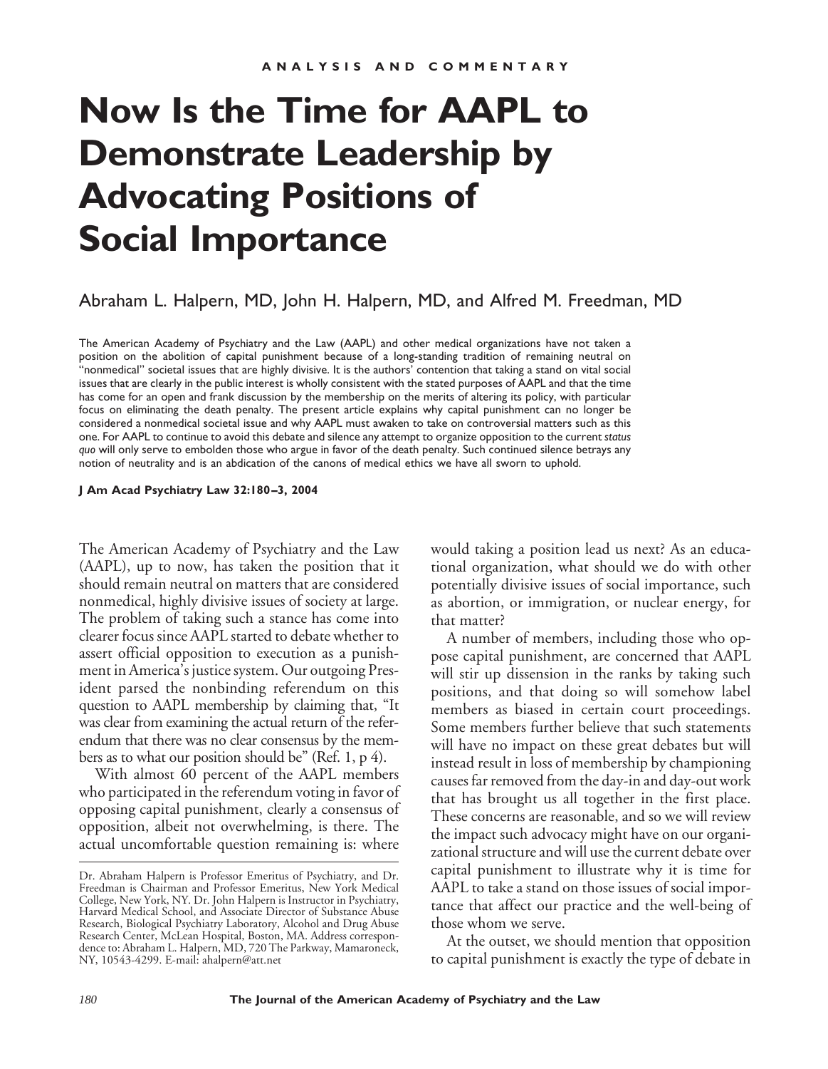ANALYSIS AND COMMENTARY

# Now Is the Time for AAPL to Demonstrate Leadership by Advocating Positions of Social Importance

Abraham L. Halpern, MD, John H. Halpern, MD, and Alfred M. Freedman, MD

The American Academy of Psychiatry and the Law (AAPL) and other medical organizations have not taken a position on the abolition of capital punishment because of a long-standing tradition of remaining neutral on "nonmedical" societal issues that are highly divisive. It is the authors' contention that taking a stand on vital social issues that are clearly in the public interest is wholly consistent with the stated purposes of AAPL and that the time has come for an open and frank discussion by the membership on the merits of altering its policy, with particular focus on eliminating the death penalty. The present article explains why capital punishment can no longer be considered a nonmedical societal issue and why AAPL must awaken to take on controversial matters such as this one. For AAPL to continue to avoid this debate and silence any attempt to organize opposition to the current *status quo* will only serve to embolden those who argue in favor of the death penalty. Such continued silence betrays any notion of neutrality and is an abdication of the canons of medical ethics we have all sworn to uphold.

**J Am Acad Psychiatry Law 32:180–3, 2004**

The American Academy of Psychiatry and the Law (AAPL), up to now, has taken the position that it should remain neutral on matters that are considered nonmedical, highly divisive issues of society at large. The problem of taking such a stance has come into clearer focus since AAPL started to debate whether to assert official opposition to execution as a punishment in America's justice system. Our outgoing President parsed the nonbinding referendum on this question to AAPL membership by claiming that, "It was clear from examining the actual return of the referendum that there was no clear consensus by the members as to what our position should be" (Ref. 1, p 4).

With almost 60 percent of the AAPL members who participated in the referendum voting in favor of opposing capital punishment, clearly a consensus of opposition, albeit not overwhelming, is there. The actual uncomfortable question remaining is: where would taking a position lead us next? As an educational organization, what should we do with other potentially divisive issues of social importance, such as abortion, or immigration, or nuclear energy, for that matter?

A number of members, including those who oppose capital punishment, are concerned that AAPL will stir up dissension in the ranks by taking such positions, and that doing so will somehow label members as biased in certain court proceedings. Some members further believe that such statements will have no impact on these great debates but will instead result in loss of membership by championing causes far removed from the day-in and day-out work that has brought us all together in the first place. These concerns are reasonable, and so we will review the impact such advocacy might have on our organizational structure and will use the current debate over capital punishment to illustrate why it is time for AAPL to take a stand on those issues of social importance that affect our practice and the well-being of those whom we serve.

At the outset, we should mention that opposition to capital punishment is exactly the type of debate in

---

Dr. Abraham Halpern is Professor Emeritus of Psychiatry, and Dr. Freedman is Chairman and Professor Emeritus, New York Medical College, New York, NY. Dr. John Halpern is Instructor in Psychiatry, Harvard Medical School, and Associate Director of Substance Abuse Research, Biological Psychiatry Laboratory, Alcohol and Drug Abuse Research Center, McLean Hospital, Boston, MA. Address correspondence to: Abraham L. Halpern, MD, 720 The Parkway, Mamaroneck, NY, 10543-4299. E-mail: ahalpern@att.net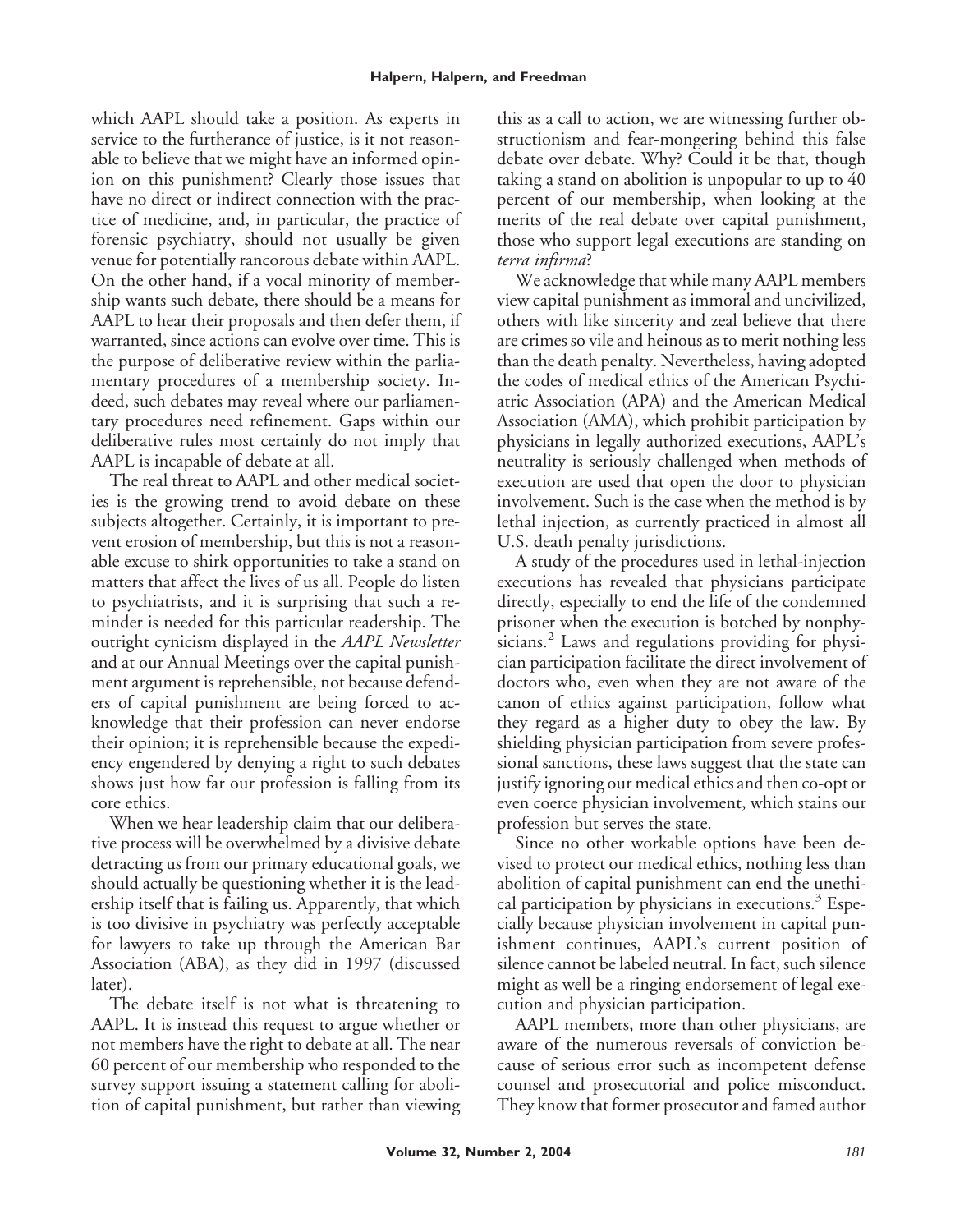which AAPL should take a position. As experts in service to the furtherance of justice, is it not reasonable to believe that we might have an informed opinion on this punishment? Clearly those issues that have no direct or indirect connection with the practice of medicine, and, in particular, the practice of forensic psychiatry, should not usually be given venue for potentially rancorous debate within AAPL. On the other hand, if a vocal minority of membership wants such debate, there should be a means for AAPL to hear their proposals and then defer them, if warranted, since actions can evolve over time. This is the purpose of deliberative review within the parliamentary procedures of a membership society. Indeed, such debates may reveal where our parliamentary procedures need refinement. Gaps within our deliberative rules most certainly do not imply that AAPL is incapable of debate at all.

The real threat to AAPL and other medical societies is the growing trend to avoid debate on these subjects altogether. Certainly, it is important to prevent erosion of membership, but this is not a reasonable excuse to shirk opportunities to take a stand on matters that affect the lives of us all. People do listen to psychiatrists, and it is surprising that such a reminder is needed for this particular readership. The outright cynicism displayed in the *AAPL Newsletter* and at our Annual Meetings over the capital punishment argument is reprehensible, not because defenders of capital punishment are being forced to acknowledge that their profession can never endorse their opinion; it is reprehensible because the expediency engendered by denying a right to such debates shows just how far our profession is falling from its core ethics.

When we hear leadership claim that our deliberative process will be overwhelmed by a divisive debate detracting us from our primary educational goals, we should actually be questioning whether it is the leadership itself that is failing us. Apparently, that which is too divisive in psychiatry was perfectly acceptable for lawyers to take up through the American Bar Association (ABA), as they did in 1997 (discussed later).

The debate itself is not what is threatening to AAPL. It is instead this request to argue whether or not members have the right to debate at all. The near 60 percent of our membership who responded to the survey support issuing a statement calling for abolition of capital punishment, but rather than viewing this as a call to action, we are witnessing further obstructionism and fear-mongering behind this false debate over debate. Why? Could it be that, though taking a stand on abolition is unpopular to up to 40 percent of our membership, when looking at the merits of the real debate over capital punishment, those who support legal executions are standing on *terra infirma*?

We acknowledge that while many AAPL members view capital punishment as immoral and uncivilized, others with like sincerity and zeal believe that there are crimes so vile and heinous as to merit nothing less than the death penalty. Nevertheless, having adopted the codes of medical ethics of the American Psychiatric Association (APA) and the American Medical Association (AMA), which prohibit participation by physicians in legally authorized executions, AAPL's neutrality is seriously challenged when methods of execution are used that open the door to physician involvement. Such is the case when the method is by lethal injection, as currently practiced in almost all U.S. death penalty jurisdictions.

A study of the procedures used in lethal-injection executions has revealed that physicians participate directly, especially to end the life of the condemned prisoner when the execution is botched by nonphysicians.[2] Laws and regulations providing for physician participation facilitate the direct involvement of doctors who, even when they are not aware of the canon of ethics against participation, follow what they regard as a higher duty to obey the law. By shielding physician participation from severe professional sanctions, these laws suggest that the state can justify ignoring our medical ethics and then co-opt or even coerce physician involvement, which stains our profession but serves the state.

Since no other workable options have been devised to protect our medical ethics, nothing less than abolition of capital punishment can end the unethical participation by physicians in executions.[3] Especially because physician involvement in capital punishment continues, AAPL's current position of silence cannot be labeled neutral. In fact, such silence might as well be a ringing endorsement of legal execution and physician participation.

AAPL members, more than other physicians, are aware of the numerous reversals of conviction because of serious error such as incompetent defense counsel and prosecutorial and police misconduct. They know that former prosecutor and famed author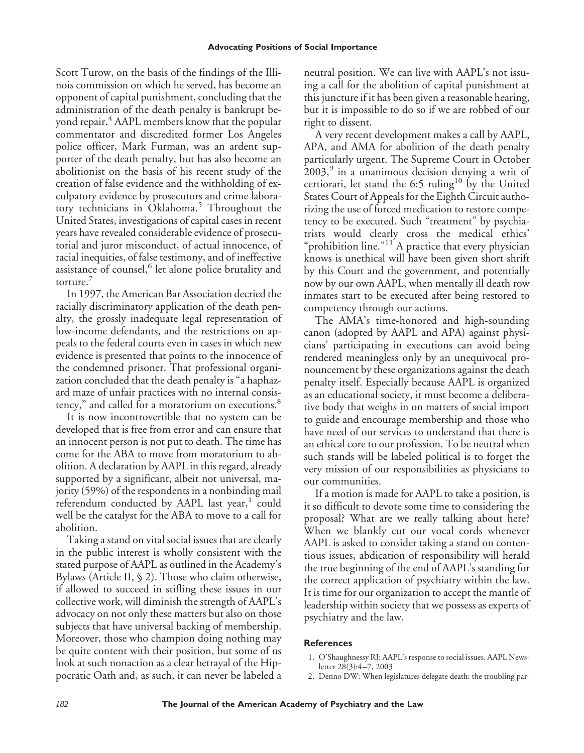Scott Turow, on the basis of the findings of the Illinois commission on which he served, has become an opponent of capital punishment, concluding that the administration of the death penalty is bankrupt beyond repair.[4] AAPL members know that the popular commentator and discredited former Los Angeles police officer, Mark Furman, was an ardent supporter of the death penalty, but has also become an abolitionist on the basis of his recent study of the creation of false evidence and the withholding of exculpatory evidence by prosecutors and crime laboratory technicians in Oklahoma.[5] Throughout the United States, investigations of capital cases in recent years have revealed considerable evidence of prosecutorial and juror misconduct, of actual innocence, of racial inequities, of false testimony, and of ineffective assistance of counsel,[6] let alone police brutality and torture.[7]

In 1997, the American Bar Association decried the racially discriminatory application of the death penalty, the grossly inadequate legal representation of low-income defendants, and the restrictions on appeals to the federal courts even in cases in which new evidence is presented that points to the innocence of the condemned prisoner. That professional organization concluded that the death penalty is "a haphazard maze of unfair practices with no internal consistency," and called for a moratorium on executions.[8]

It is now incontrovertible that no system can be developed that is free from error and can ensure that an innocent person is not put to death. The time has come for the ABA to move from moratorium to abolition. A declaration by AAPL in this regard, already supported by a significant, albeit not universal, majority (59%) of the respondents in a nonbinding mail referendum conducted by AAPL last year,[1] could well be the catalyst for the ABA to move to a call for abolition.

Taking a stand on vital social issues that are clearly in the public interest is wholly consistent with the stated purpose of AAPL as outlined in the Academy's Bylaws (Article II, § 2). Those who claim otherwise, if allowed to succeed in stifling these issues in our collective work, will diminish the strength of AAPL's advocacy on not only these matters but also on those subjects that have universal backing of membership. Moreover, those who champion doing nothing may be quite content with their position, but some of us look at such nonaction as a clear betrayal of the Hippocratic Oath and, as such, it can never be labeled a neutral position. We can live with AAPL's not issuing a call for the abolition of capital punishment at this juncture if it has been given a reasonable hearing, but it is impossible to do so if we are robbed of our right to dissent.

A very recent development makes a call by AAPL, APA, and AMA for abolition of the death penalty particularly urgent. The Supreme Court in October 2003,[9] in a unanimous decision denying a writ of certiorari, let stand the 6:5 ruling[10] by the United States Court of Appeals for the Eighth Circuit authorizing the use of forced medication to restore competency to be executed. Such "treatment" by psychiatrists would clearly cross the medical ethics' "prohibition line."[11] A practice that every physician knows is unethical will have been given short shrift by this Court and the government, and potentially now by our own AAPL, when mentally ill death row inmates start to be executed after being restored to competency through our actions.

The AMA's time-honored and high-sounding canon (adopted by AAPL and APA) against physicians' participating in executions can avoid being rendered meaningless only by an unequivocal pronouncement by these organizations against the death penalty itself. Especially because AAPL is organized as an educational society, it must become a deliberative body that weighs in on matters of social import to guide and encourage membership and those who have need of our services to understand that there is an ethical core to our profession. To be neutral when such stands will be labeled political is to forget the very mission of our responsibilities as physicians to our communities.

If a motion is made for AAPL to take a position, is it so difficult to devote some time to considering the proposal? What are we really talking about here? When we blankly cut our vocal cords whenever AAPL is asked to consider taking a stand on contentious issues, abdication of responsibility will herald the true beginning of the end of AAPL's standing for the correct application of psychiatry within the law. It is time for our organization to accept the mantle of leadership within society that we possess as experts of psychiatry and the law.

## References

1. O'Shaughnessy RJ: AAPL's response to social issues. AAPL Newsletter 28(3):4–7, 2003
2. Denno DW: When legislatures delegate death: the troubling par-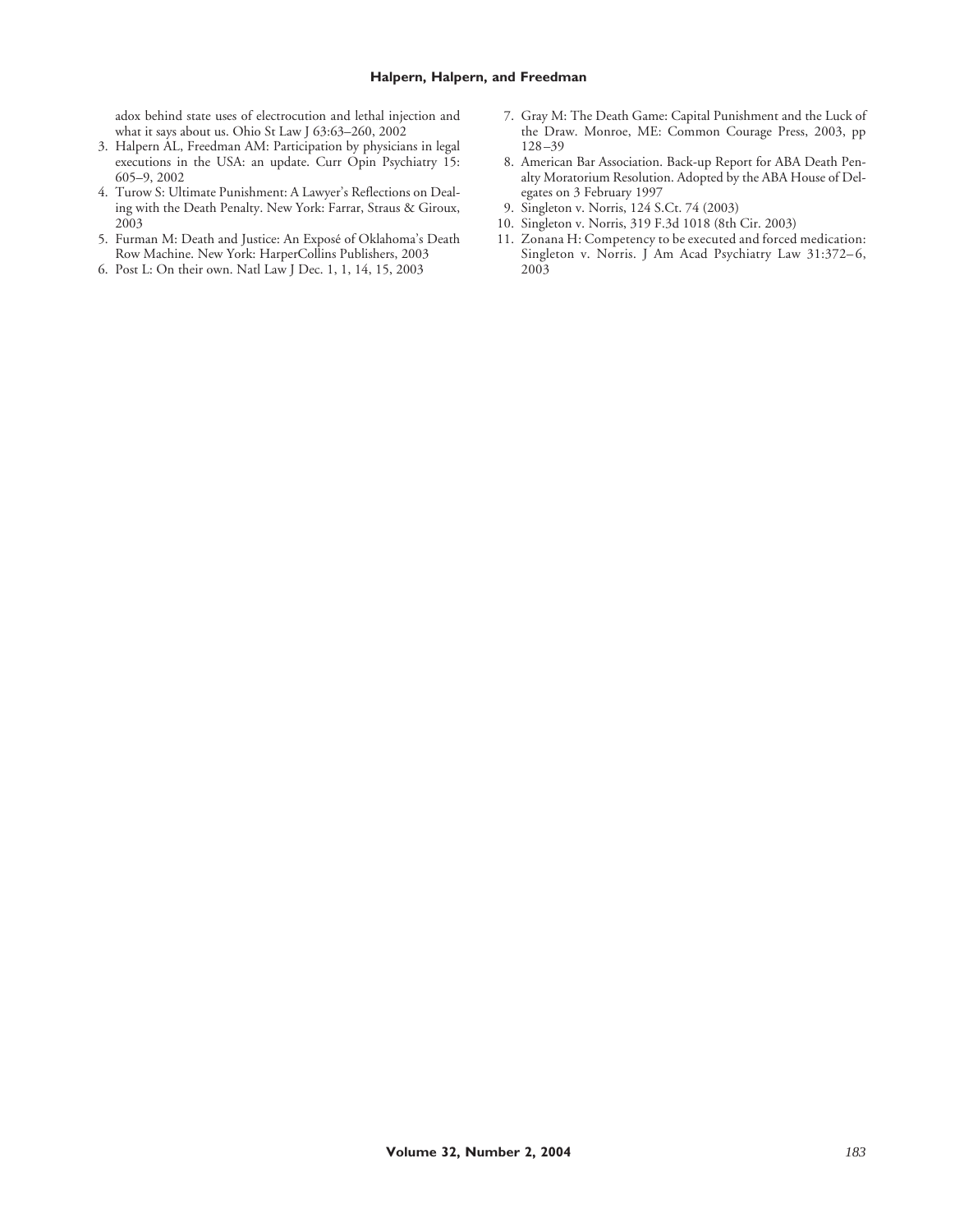adox behind state uses of electrocution and lethal injection and what it says about us. Ohio St Law J 63:63–260, 2002

3. Halpern AL, Freedman AM: Participation by physicians in legal executions in the USA: an update. Curr Opin Psychiatry 15: 605–9, 2002
4. Turow S: Ultimate Punishment: A Lawyer's Reflections on Dealing with the Death Penalty. New York: Farrar, Straus & Giroux, 2003
5. Furman M: Death and Justice: An Exposé of Oklahoma's Death Row Machine. New York: HarperCollins Publishers, 2003
6. Post L: On their own. Natl Law J Dec. 1, 1, 14, 15, 2003
7. Gray M: The Death Game: Capital Punishment and the Luck of the Draw. Monroe, ME: Common Courage Press, 2003, pp 128–39
8. American Bar Association. Back-up Report for ABA Death Penalty Moratorium Resolution. Adopted by the ABA House of Delegates on 3 February 1997
9. Singleton v. Norris, 124 S.Ct. 74 (2003)
10. Singleton v. Norris, 319 F.3d 1018 (8th Cir. 2003)
11. Zonana H: Competency to be executed and forced medication: Singleton v. Norris. J Am Acad Psychiatry Law 31:372–6, 2003